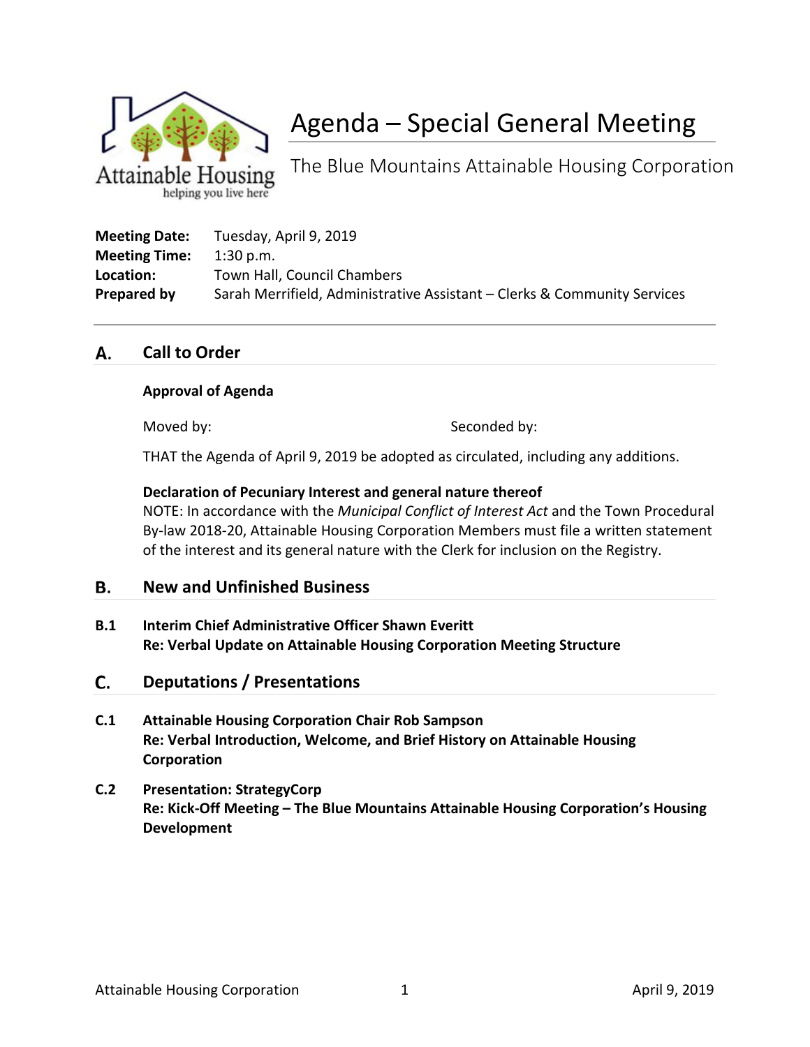Attainable Housing
helping you live here

# Agenda – Special General Meeting

The Blue Mountains Attainable Housing Corporation

**Meeting Date:** Tuesday, April 9, 2019
**Meeting Time:** 1:30 p.m.
**Location:** Town Hall, Council Chambers
**Prepared by** Sarah Merrifield, Administrative Assistant – Clerks & Community Services

---

## A. Call to Order

**Approval of Agenda**

Moved by: Seconded by:

THAT the Agenda of April 9, 2019 be adopted as circulated, including any additions.

**Declaration of Pecuniary Interest and general nature thereof**
NOTE: In accordance with the *Municipal Conflict of Interest Act* and the Town Procedural By-law 2018-20, Attainable Housing Corporation Members must file a written statement of the interest and its general nature with the Clerk for inclusion on the Registry.

## B. New and Unfinished Business

**B.1 Interim Chief Administrative Officer Shawn Everitt**
**Re: Verbal Update on Attainable Housing Corporation Meeting Structure**

## C. Deputations / Presentations

**C.1 Attainable Housing Corporation Chair Rob Sampson**
**Re: Verbal Introduction, Welcome, and Brief History on Attainable Housing Corporation**

**C.2 Presentation: StrategyCorp**
**Re: Kick-Off Meeting – The Blue Mountains Attainable Housing Corporation's Housing Development**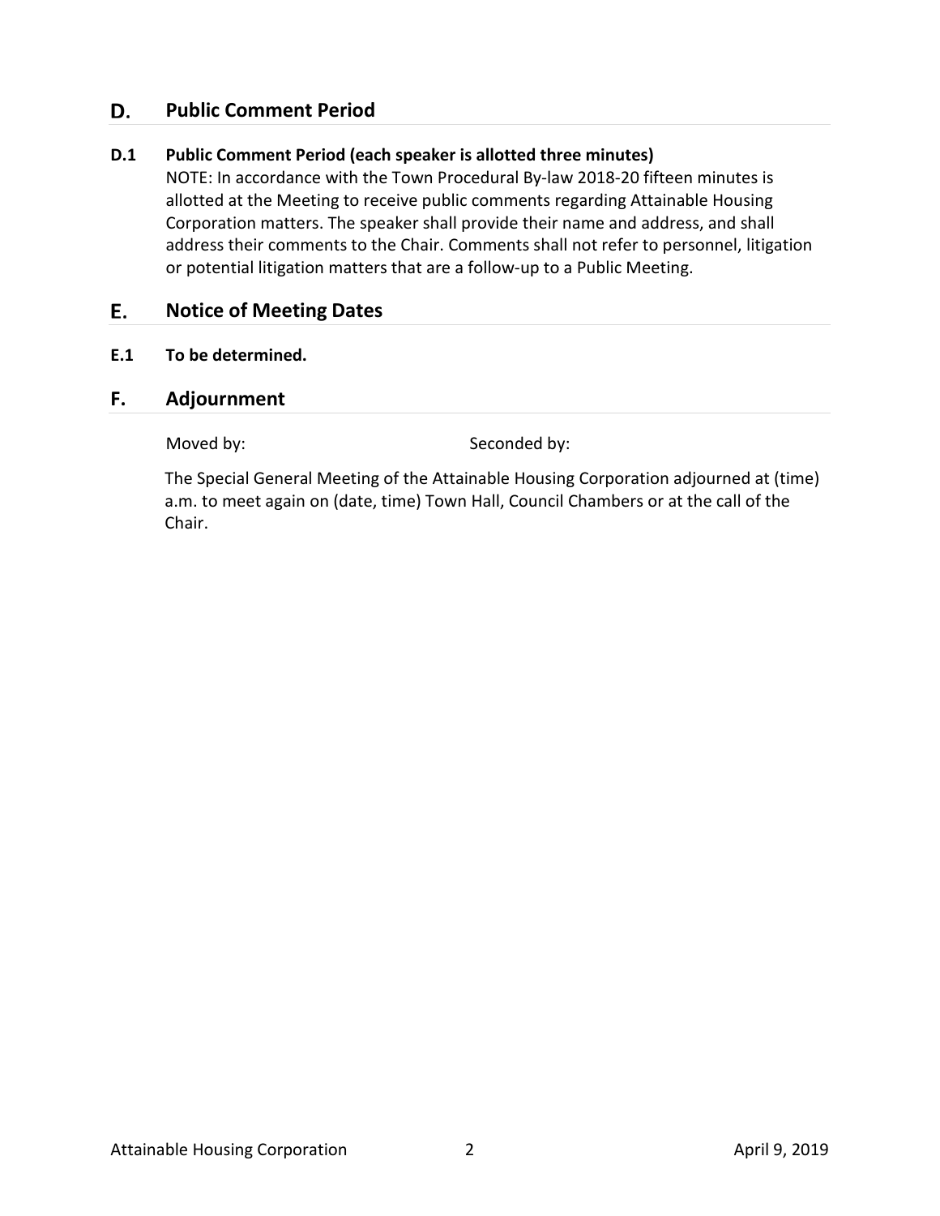## D. Public Comment Period

**D.1 Public Comment Period (each speaker is allotted three minutes)**

NOTE: In accordance with the Town Procedural By-law 2018-20 fifteen minutes is allotted at the Meeting to receive public comments regarding Attainable Housing Corporation matters. The speaker shall provide their name and address, and shall address their comments to the Chair. Comments shall not refer to personnel, litigation or potential litigation matters that are a follow-up to a Public Meeting.

## E. Notice of Meeting Dates

**E.1 To be determined.**

## F. Adjournment

Moved by: Seconded by:

The Special General Meeting of the Attainable Housing Corporation adjourned at (time) a.m. to meet again on (date, time) Town Hall, Council Chambers or at the call of the Chair.